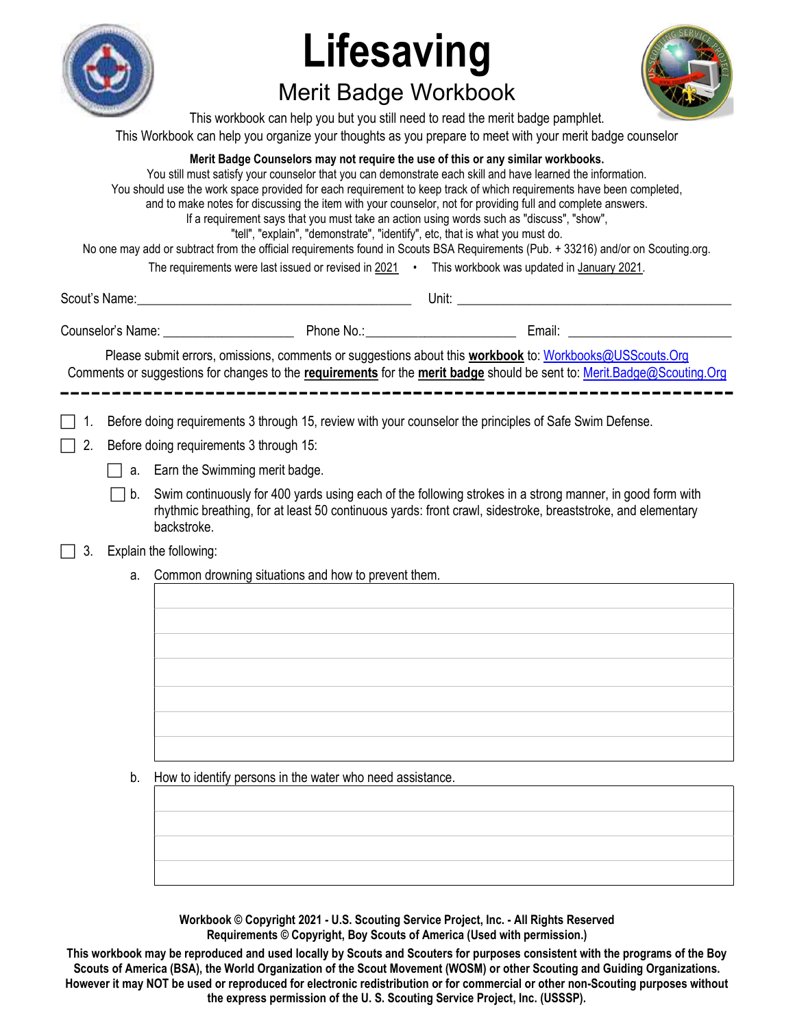# Lifesaving

## Merit Badge Workbook

This workbook can help you but you still need to read the merit badge pamphlet.

This Workbook can help you organize your thoughts as you prepare to meet with your merit badge counselor

**Merit Badge Counselors may not require the use of this or any similar workbooks.**

You still must satisfy your counselor that you can demonstrate each skill and have learned the information.

You should use the work space provided for each requirement to keep track of which requirements have been completed, and to make notes for discussing the item with your counselor, not for providing full and complete answers.

If a requirement says that you must take an action using words such as "discuss", "show", "tell", "explain", "demonstrate", "identify", etc, that is what you must do.

No one may add or subtract from the official requirements found in Scouts BSA Requirements (Pub. + 33216) and/or on Scouting.org.

The requirements were last issued or revised in 2021 • This workbook was updated in January 2021.

Scout's Name: ________________________________________ Unit: ________________________________________

Counselor's Name: ____________________ Phone No.: ______________________ Email: ________________________

Please submit errors, omissions, comments or suggestions about this **workbook** to: Workbooks@USScouts.Org

Comments or suggestions for changes to the **requirements** for the **merit badge** should be sent to: Merit.Badge@Scouting.Org

---

- [ ] 1. Before doing requirements 3 through 15, review with your counselor the principles of Safe Swim Defense.
- [ ] 2. Before doing requirements 3 through 15:
  - [ ] a. Earn the Swimming merit badge.
  - [ ] b. Swim continuously for 400 yards using each of the following strokes in a strong manner, in good form with rhythmic breathing, for at least 50 continuous yards: front crawl, sidestroke, breaststroke, and elementary backstroke.
- [ ] 3. Explain the following:
  - a. Common drowning situations and how to prevent them.

| |
|---|
| |
| |
| |
| |
| |
| |
| |

  - b. How to identify persons in the water who need assistance.

| |
|---|
| |
| |
| |
| |

**Workbook © Copyright 2021 - U.S. Scouting Service Project, Inc. - All Rights Reserved**
**Requirements © Copyright, Boy Scouts of America (Used with permission.)**

**This workbook may be reproduced and used locally by Scouts and Scouters for purposes consistent with the programs of the Boy Scouts of America (BSA), the World Organization of the Scout Movement (WOSM) or other Scouting and Guiding Organizations. However it may NOT be used or reproduced for electronic redistribution or for commercial or other non-Scouting purposes without the express permission of the U. S. Scouting Service Project, Inc. (USSSP).**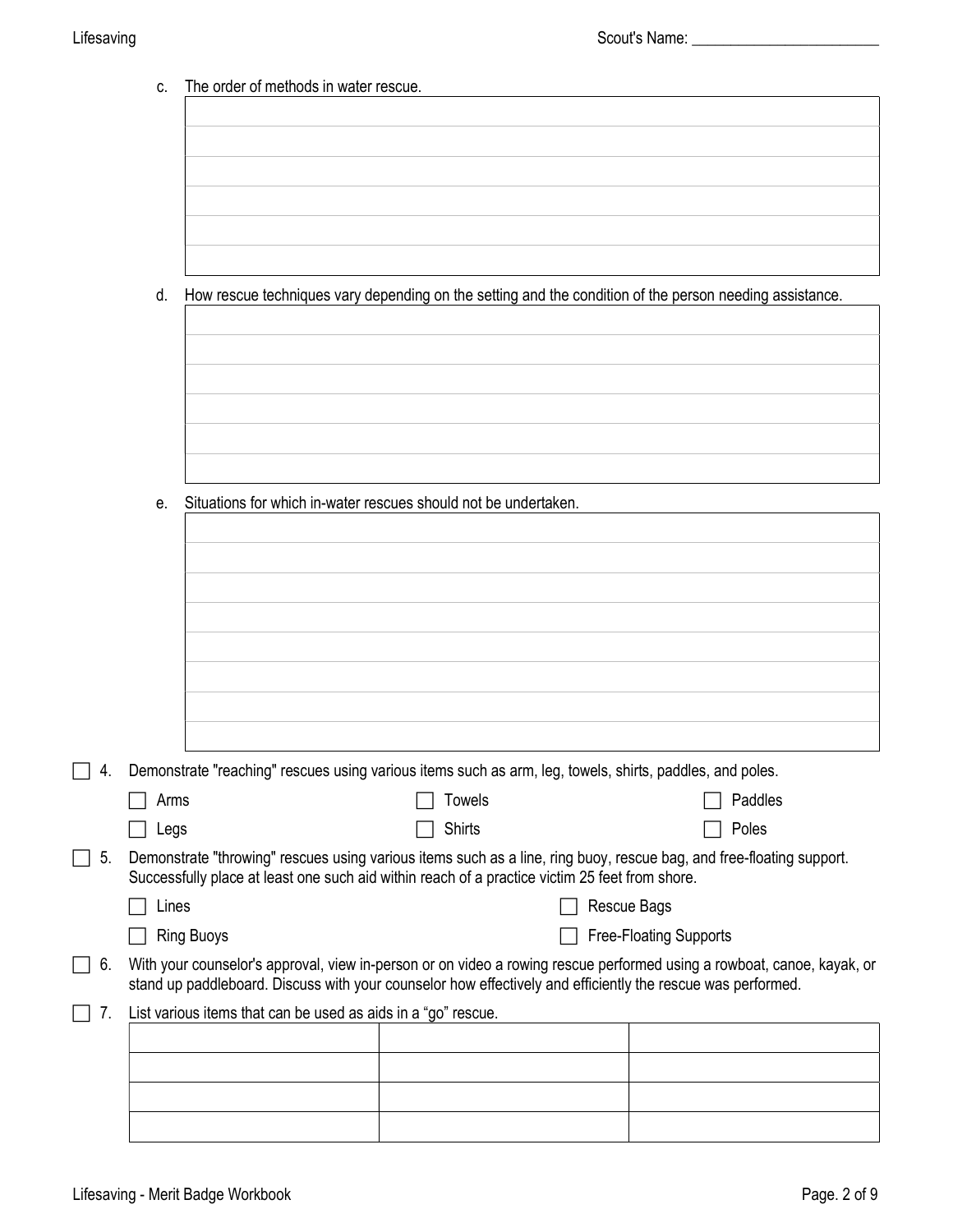c. The order of methods in water rescue.

| |
|---|
| |
| |
| |
| |
| |
| |

d. How rescue techniques vary depending on the setting and the condition of the person needing assistance.

| |
|---|
| |
| |
| |
| |
| |
| |

e. Situations for which in-water rescues should not be undertaken.

| |
|---|
| |
| |
| |
| |
| |
| |
| |
| |

☐ 4. Demonstrate "reaching" rescues using various items such as arm, leg, towels, shirts, paddles, and poles.

| | | |
|---|---|---|
| ☐ Arms | ☐ Towels | ☐ Paddles |
| ☐ Legs | ☐ Shirts | ☐ Poles |

☐ 5. Demonstrate "throwing" rescues using various items such as a line, ring buoy, rescue bag, and free-floating support. Successfully place at least one such aid within reach of a practice victim 25 feet from shore.

| | |
|---|---|
| ☐ Lines | ☐ Rescue Bags |
| ☐ Ring Buoys | ☐ Free-Floating Supports |

☐ 6. With your counselor's approval, view in-person or on video a rowing rescue performed using a rowboat, canoe, kayak, or stand up paddleboard. Discuss with your counselor how effectively and efficiently the rescue was performed.

☐ 7. List various items that can be used as aids in a "go" rescue.

| | | |
|---|---|---|
| | | |
| | | |
| | | |
| | | |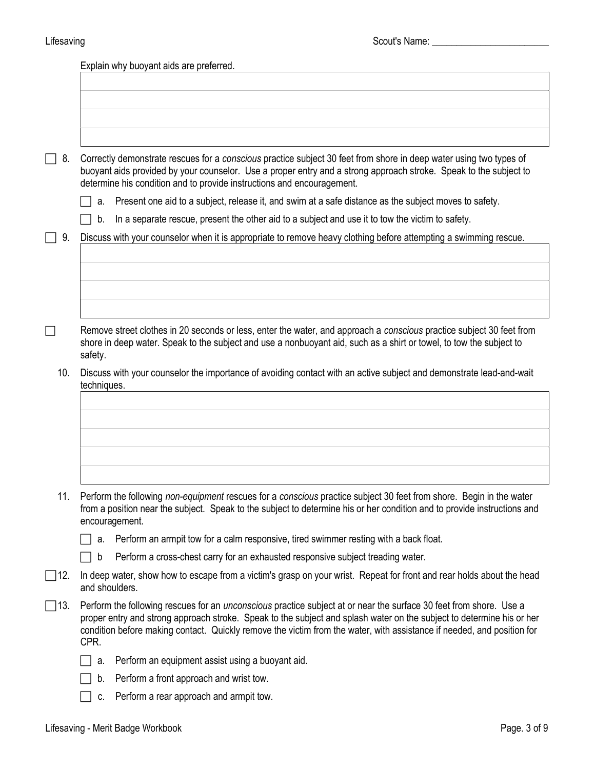Explain why buoyant aids are preferred.

☐ 8. Correctly demonstrate rescues for a *conscious* practice subject 30 feet from shore in deep water using two types of buoyant aids provided by your counselor. Use a proper entry and a strong approach stroke. Speak to the subject to determine his condition and to provide instructions and encouragement.

☐ a. Present one aid to a subject, release it, and swim at a safe distance as the subject moves to safety.

☐ b. In a separate rescue, present the other aid to a subject and use it to tow the victim to safety.

☐ 9. Discuss with your counselor when it is appropriate to remove heavy clothing before attempting a swimming rescue.

☐ Remove street clothes in 20 seconds or less, enter the water, and approach a *conscious* practice subject 30 feet from shore in deep water. Speak to the subject and use a nonbuoyant aid, such as a shirt or towel, to tow the subject to safety.

10. Discuss with your counselor the importance of avoiding contact with an active subject and demonstrate lead-and-wait techniques.

11. Perform the following *non-equipment* rescues for a *conscious* practice subject 30 feet from shore. Begin in the water from a position near the subject. Speak to the subject to determine his or her condition and to provide instructions and encouragement.

☐ a. Perform an armpit tow for a calm responsive, tired swimmer resting with a back float.

☐ b Perform a cross-chest carry for an exhausted responsive subject treading water.

☐ 12. In deep water, show how to escape from a victim's grasp on your wrist. Repeat for front and rear holds about the head and shoulders.

☐ 13. Perform the following rescues for an *unconscious* practice subject at or near the surface 30 feet from shore. Use a proper entry and strong approach stroke. Speak to the subject and splash water on the subject to determine his or her condition before making contact. Quickly remove the victim from the water, with assistance if needed, and position for CPR.

☐ a. Perform an equipment assist using a buoyant aid.

☐ b. Perform a front approach and wrist tow.

☐ c. Perform a rear approach and armpit tow.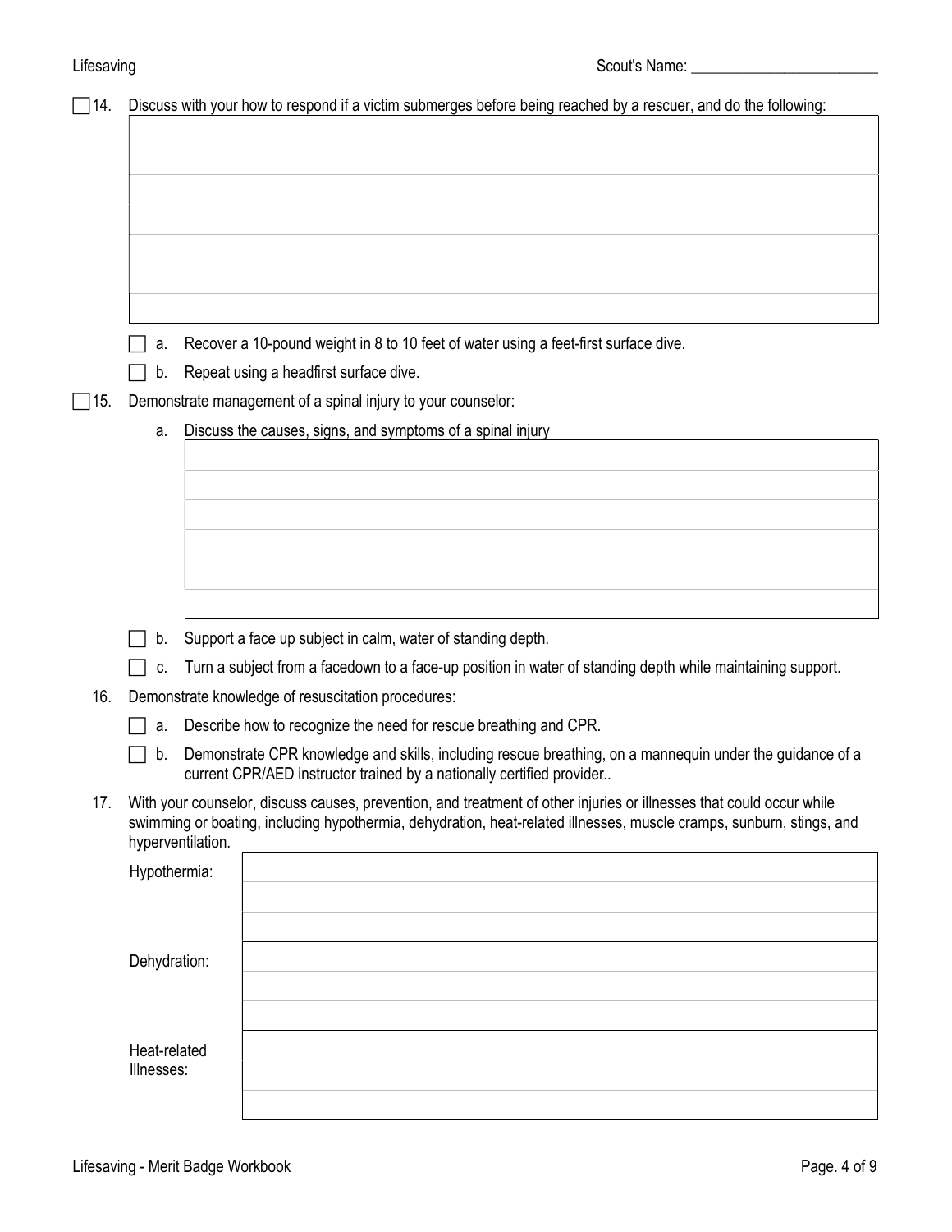Scout's Name: ________________________

☐ 14. Discuss with your how to respond if a victim submerges before being reached by a rescuer, and do the following:

☐ a. Recover a 10-pound weight in 8 to 10 feet of water using a feet-first surface dive.

☐ b. Repeat using a headfirst surface dive.

☐ 15. Demonstrate management of a spinal injury to your counselor:

a. Discuss the causes, signs, and symptoms of a spinal injury

☐ b. Support a face up subject in calm, water of standing depth.

☐ c. Turn a subject from a facedown to a face-up position in water of standing depth while maintaining support.

16. Demonstrate knowledge of resuscitation procedures:

☐ a. Describe how to recognize the need for rescue breathing and CPR.

☐ b. Demonstrate CPR knowledge and skills, including rescue breathing, on a mannequin under the guidance of a current CPR/AED instructor trained by a nationally certified provider..

17. With your counselor, discuss causes, prevention, and treatment of other injuries or illnesses that could occur while swimming or boating, including hypothermia, dehydration, heat-related illnesses, muscle cramps, sunburn, stings, and hyperventilation.

Hypothermia:

Dehydration:

Heat-related Illnesses: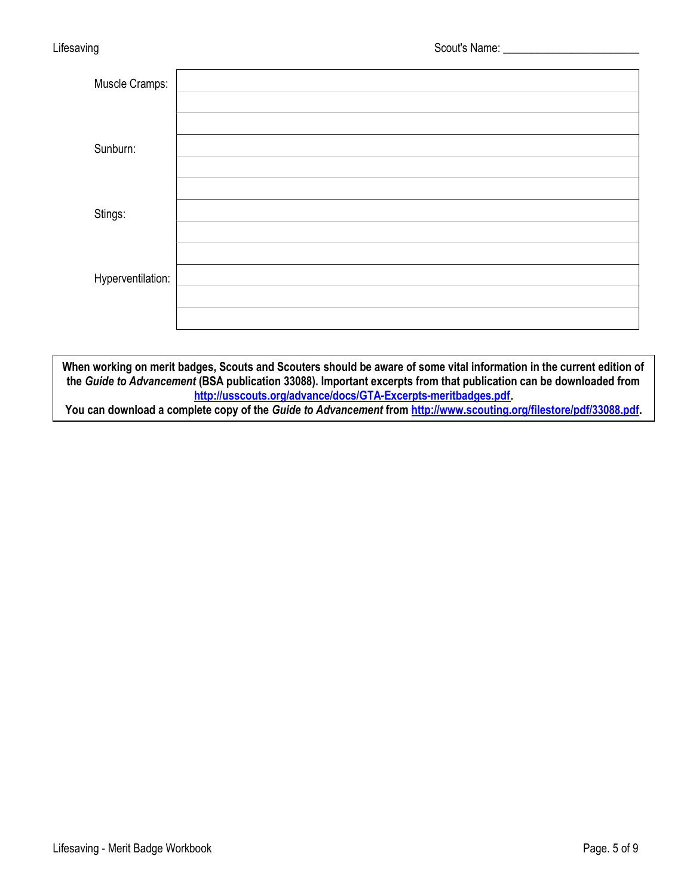| | |
|---|---|
| Muscle Cramps: | |
| | |
| | |
| Sunburn: | |
| | |
| | |
| Stings: | |
| | |
| | |
| Hyperventilation: | |
| | |
| | |

**When working on merit badges, Scouts and Scouters should be aware of some vital information in the current edition of the *Guide to Advancement* (BSA publication 33088). Important excerpts from that publication can be downloaded from http://usscouts.org/advance/docs/GTA-Excerpts-meritbadges.pdf.**
**You can download a complete copy of the *Guide to Advancement* from http://www.scouting.org/filestore/pdf/33088.pdf.**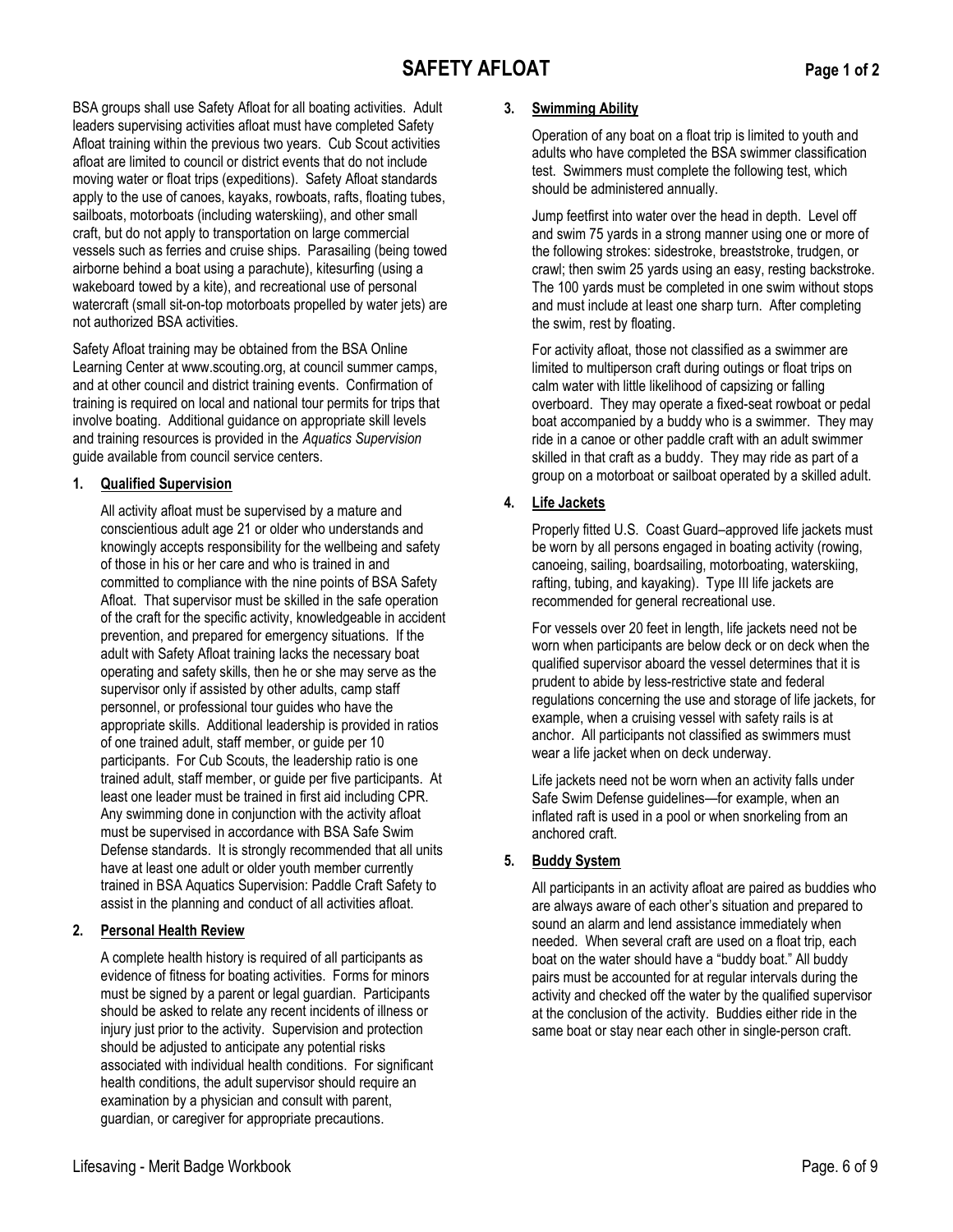# SAFETY AFLOAT

BSA groups shall use Safety Afloat for all boating activities. Adult leaders supervising activities afloat must have completed Safety Afloat training within the previous two years. Cub Scout activities afloat are limited to council or district events that do not include moving water or float trips (expeditions). Safety Afloat standards apply to the use of canoes, kayaks, rowboats, rafts, floating tubes, sailboats, motorboats (including waterskiing), and other small craft, but do not apply to transportation on large commercial vessels such as ferries and cruise ships. Parasailing (being towed airborne behind a boat using a parachute), kitesurfing (using a wakeboard towed by a kite), and recreational use of personal watercraft (small sit-on-top motorboats propelled by water jets) are not authorized BSA activities.

Safety Afloat training may be obtained from the BSA Online Learning Center at www.scouting.org, at council summer camps, and at other council and district training events. Confirmation of training is required on local and national tour permits for trips that involve boating. Additional guidance on appropriate skill levels and training resources is provided in the *Aquatics Supervision* guide available from council service centers.

### 1. Qualified Supervision

All activity afloat must be supervised by a mature and conscientious adult age 21 or older who understands and knowingly accepts responsibility for the wellbeing and safety of those in his or her care and who is trained in and committed to compliance with the nine points of BSA Safety Afloat. That supervisor must be skilled in the safe operation of the craft for the specific activity, knowledgeable in accident prevention, and prepared for emergency situations. If the adult with Safety Afloat training lacks the necessary boat operating and safety skills, then he or she may serve as the supervisor only if assisted by other adults, camp staff personnel, or professional tour guides who have the appropriate skills. Additional leadership is provided in ratios of one trained adult, staff member, or guide per 10 participants. For Cub Scouts, the leadership ratio is one trained adult, staff member, or guide per five participants. At least one leader must be trained in first aid including CPR. Any swimming done in conjunction with the activity afloat must be supervised in accordance with BSA Safe Swim Defense standards. It is strongly recommended that all units have at least one adult or older youth member currently trained in BSA Aquatics Supervision: Paddle Craft Safety to assist in the planning and conduct of all activities afloat.

### 2. Personal Health Review

A complete health history is required of all participants as evidence of fitness for boating activities. Forms for minors must be signed by a parent or legal guardian. Participants should be asked to relate any recent incidents of illness or injury just prior to the activity. Supervision and protection should be adjusted to anticipate any potential risks associated with individual health conditions. For significant health conditions, the adult supervisor should require an examination by a physician and consult with parent, guardian, or caregiver for appropriate precautions.

### 3. Swimming Ability

Operation of any boat on a float trip is limited to youth and adults who have completed the BSA swimmer classification test. Swimmers must complete the following test, which should be administered annually.

Jump feetfirst into water over the head in depth. Level off and swim 75 yards in a strong manner using one or more of the following strokes: sidestroke, breaststroke, trudgen, or crawl; then swim 25 yards using an easy, resting backstroke. The 100 yards must be completed in one swim without stops and must include at least one sharp turn. After completing the swim, rest by floating.

For activity afloat, those not classified as a swimmer are limited to multiperson craft during outings or float trips on calm water with little likelihood of capsizing or falling overboard. They may operate a fixed-seat rowboat or pedal boat accompanied by a buddy who is a swimmer. They may ride in a canoe or other paddle craft with an adult swimmer skilled in that craft as a buddy. They may ride as part of a group on a motorboat or sailboat operated by a skilled adult.

### 4. Life Jackets

Properly fitted U.S. Coast Guard–approved life jackets must be worn by all persons engaged in boating activity (rowing, canoeing, sailing, boardsailing, motorboating, waterskiing, rafting, tubing, and kayaking). Type III life jackets are recommended for general recreational use.

For vessels over 20 feet in length, life jackets need not be worn when participants are below deck or on deck when the qualified supervisor aboard the vessel determines that it is prudent to abide by less-restrictive state and federal regulations concerning the use and storage of life jackets, for example, when a cruising vessel with safety rails is at anchor. All participants not classified as swimmers must wear a life jacket when on deck underway.

Life jackets need not be worn when an activity falls under Safe Swim Defense guidelines—for example, when an inflated raft is used in a pool or when snorkeling from an anchored craft.

### 5. Buddy System

All participants in an activity afloat are paired as buddies who are always aware of each other's situation and prepared to sound an alarm and lend assistance immediately when needed. When several craft are used on a float trip, each boat on the water should have a "buddy boat." All buddy pairs must be accounted for at regular intervals during the activity and checked off the water by the qualified supervisor at the conclusion of the activity. Buddies either ride in the same boat or stay near each other in single-person craft.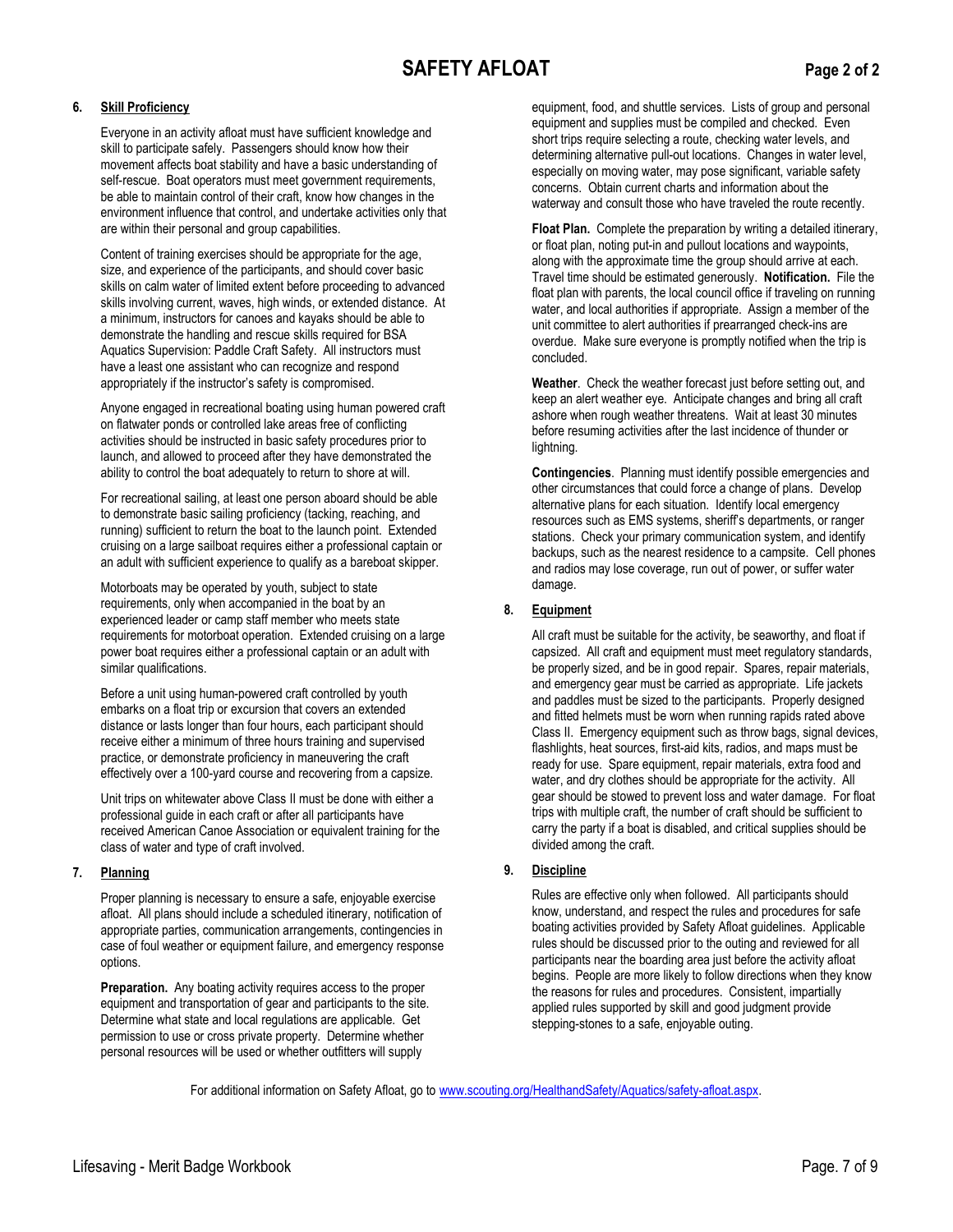# SAFETY AFLOAT

Page 2 of 2

**6. Skill Proficiency**

Everyone in an activity afloat must have sufficient knowledge and skill to participate safely. Passengers should know how their movement affects boat stability and have a basic understanding of self-rescue. Boat operators must meet government requirements, be able to maintain control of their craft, know how changes in the environment influence that control, and undertake activities only that are within their personal and group capabilities.

Content of training exercises should be appropriate for the age, size, and experience of the participants, and should cover basic skills on calm water of limited extent before proceeding to advanced skills involving current, waves, high winds, or extended distance. At a minimum, instructors for canoes and kayaks should be able to demonstrate the handling and rescue skills required for BSA Aquatics Supervision: Paddle Craft Safety. All instructors must have a least one assistant who can recognize and respond appropriately if the instructor's safety is compromised.

Anyone engaged in recreational boating using human powered craft on flatwater ponds or controlled lake areas free of conflicting activities should be instructed in basic safety procedures prior to launch, and allowed to proceed after they have demonstrated the ability to control the boat adequately to return to shore at will.

For recreational sailing, at least one person aboard should be able to demonstrate basic sailing proficiency (tacking, reaching, and running) sufficient to return the boat to the launch point. Extended cruising on a large sailboat requires either a professional captain or an adult with sufficient experience to qualify as a bareboat skipper.

Motorboats may be operated by youth, subject to state requirements, only when accompanied in the boat by an experienced leader or camp staff member who meets state requirements for motorboat operation. Extended cruising on a large power boat requires either a professional captain or an adult with similar qualifications.

Before a unit using human-powered craft controlled by youth embarks on a float trip or excursion that covers an extended distance or lasts longer than four hours, each participant should receive either a minimum of three hours training and supervised practice, or demonstrate proficiency in maneuvering the craft effectively over a 100-yard course and recovering from a capsize.

Unit trips on whitewater above Class II must be done with either a professional guide in each craft or after all participants have received American Canoe Association or equivalent training for the class of water and type of craft involved.

**7. Planning**

Proper planning is necessary to ensure a safe, enjoyable exercise afloat. All plans should include a scheduled itinerary, notification of appropriate parties, communication arrangements, contingencies in case of foul weather or equipment failure, and emergency response options.

**Preparation.** Any boating activity requires access to the proper equipment and transportation of gear and participants to the site. Determine what state and local regulations are applicable. Get permission to use or cross private property. Determine whether personal resources will be used or whether outfitters will supply equipment, food, and shuttle services. Lists of group and personal equipment and supplies must be compiled and checked. Even short trips require selecting a route, checking water levels, and determining alternative pull-out locations. Changes in water level, especially on moving water, may pose significant, variable safety concerns. Obtain current charts and information about the waterway and consult those who have traveled the route recently.

**Float Plan.** Complete the preparation by writing a detailed itinerary, or float plan, noting put-in and pullout locations and waypoints, along with the approximate time the group should arrive at each. Travel time should be estimated generously. **Notification.** File the float plan with parents, the local council office if traveling on running water, and local authorities if appropriate. Assign a member of the unit committee to alert authorities if prearranged check-ins are overdue. Make sure everyone is promptly notified when the trip is concluded.

**Weather**. Check the weather forecast just before setting out, and keep an alert weather eye. Anticipate changes and bring all craft ashore when rough weather threatens. Wait at least 30 minutes before resuming activities after the last incidence of thunder or lightning.

**Contingencies**. Planning must identify possible emergencies and other circumstances that could force a change of plans. Develop alternative plans for each situation. Identify local emergency resources such as EMS systems, sheriff's departments, or ranger stations. Check your primary communication system, and identify backups, such as the nearest residence to a campsite. Cell phones and radios may lose coverage, run out of power, or suffer water damage.

**8. Equipment**

All craft must be suitable for the activity, be seaworthy, and float if capsized. All craft and equipment must meet regulatory standards, be properly sized, and be in good repair. Spares, repair materials, and emergency gear must be carried as appropriate. Life jackets and paddles must be sized to the participants. Properly designed and fitted helmets must be worn when running rapids rated above Class II. Emergency equipment such as throw bags, signal devices, flashlights, heat sources, first-aid kits, radios, and maps must be ready for use. Spare equipment, repair materials, extra food and water, and dry clothes should be appropriate for the activity. All gear should be stowed to prevent loss and water damage. For float trips with multiple craft, the number of craft should be sufficient to carry the party if a boat is disabled, and critical supplies should be divided among the craft.

**9. Discipline**

Rules are effective only when followed. All participants should know, understand, and respect the rules and procedures for safe boating activities provided by Safety Afloat guidelines. Applicable rules should be discussed prior to the outing and reviewed for all participants near the boarding area just before the activity afloat begins. People are more likely to follow directions when they know the reasons for rules and procedures. Consistent, impartially applied rules supported by skill and good judgment provide stepping-stones to a safe, enjoyable outing.

For additional information on Safety Afloat, go to [www.scouting.org/HealthandSafety/Aquatics/safety-afloat.aspx](www.scouting.org/HealthandSafety/Aquatics/safety-afloat.aspx).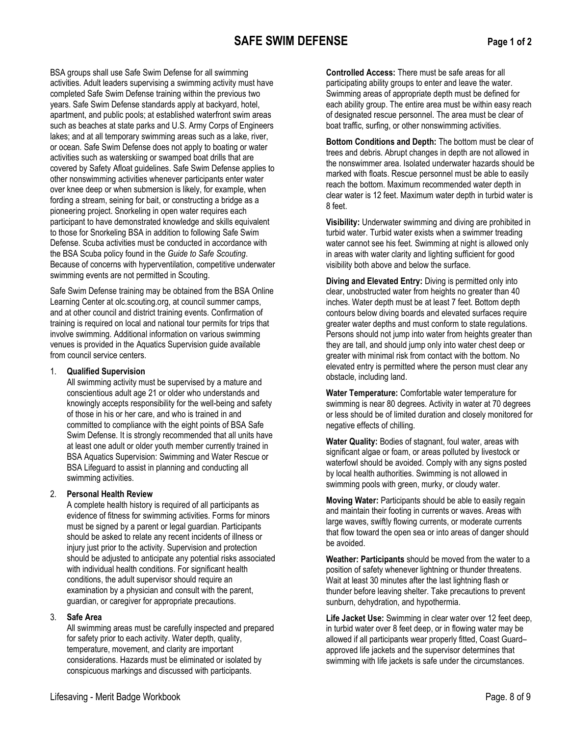# SAFE SWIM DEFENSE

BSA groups shall use Safe Swim Defense for all swimming activities. Adult leaders supervising a swimming activity must have completed Safe Swim Defense training within the previous two years. Safe Swim Defense standards apply at backyard, hotel, apartment, and public pools; at established waterfront swim areas such as beaches at state parks and U.S. Army Corps of Engineers lakes; and at all temporary swimming areas such as a lake, river, or ocean. Safe Swim Defense does not apply to boating or water activities such as waterskiing or swamped boat drills that are covered by Safety Afloat guidelines. Safe Swim Defense applies to other nonswimming activities whenever participants enter water over knee deep or when submersion is likely, for example, when fording a stream, seining for bait, or constructing a bridge as a pioneering project. Snorkeling in open water requires each participant to have demonstrated knowledge and skills equivalent to those for Snorkeling BSA in addition to following Safe Swim Defense. Scuba activities must be conducted in accordance with the BSA Scuba policy found in the *Guide to Safe Scouting*. Because of concerns with hyperventilation, competitive underwater swimming events are not permitted in Scouting.

Safe Swim Defense training may be obtained from the BSA Online Learning Center at olc.scouting.org, at council summer camps, and at other council and district training events. Confirmation of training is required on local and national tour permits for trips that involve swimming. Additional information on various swimming venues is provided in the Aquatics Supervision guide available from council service centers.

1. **Qualified Supervision**
   All swimming activity must be supervised by a mature and conscientious adult age 21 or older who understands and knowingly accepts responsibility for the well-being and safety of those in his or her care, and who is trained in and committed to compliance with the eight points of BSA Safe Swim Defense. It is strongly recommended that all units have at least one adult or older youth member currently trained in BSA Aquatics Supervision: Swimming and Water Rescue or BSA Lifeguard to assist in planning and conducting all swimming activities.

2. **Personal Health Review**
   A complete health history is required of all participants as evidence of fitness for swimming activities. Forms for minors must be signed by a parent or legal guardian. Participants should be asked to relate any recent incidents of illness or injury just prior to the activity. Supervision and protection should be adjusted to anticipate any potential risks associated with individual health conditions. For significant health conditions, the adult supervisor should require an examination by a physician and consult with the parent, guardian, or caregiver for appropriate precautions.

3. **Safe Area**
   All swimming areas must be carefully inspected and prepared for safety prior to each activity. Water depth, quality, temperature, movement, and clarity are important considerations. Hazards must be eliminated or isolated by conspicuous markings and discussed with participants.

   **Controlled Access:** There must be safe areas for all participating ability groups to enter and leave the water. Swimming areas of appropriate depth must be defined for each ability group. The entire area must be within easy reach of designated rescue personnel. The area must be clear of boat traffic, surfing, or other nonswimming activities.

   **Bottom Conditions and Depth:** The bottom must be clear of trees and debris. Abrupt changes in depth are not allowed in the nonswimmer area. Isolated underwater hazards should be marked with floats. Rescue personnel must be able to easily reach the bottom. Maximum recommended water depth in clear water is 12 feet. Maximum water depth in turbid water is 8 feet.

   **Visibility:** Underwater swimming and diving are prohibited in turbid water. Turbid water exists when a swimmer treading water cannot see his feet. Swimming at night is allowed only in areas with water clarity and lighting sufficient for good visibility both above and below the surface.

   **Diving and Elevated Entry:** Diving is permitted only into clear, unobstructed water from heights no greater than 40 inches. Water depth must be at least 7 feet. Bottom depth contours below diving boards and elevated surfaces require greater water depths and must conform to state regulations. Persons should not jump into water from heights greater than they are tall, and should jump only into water chest deep or greater with minimal risk from contact with the bottom. No elevated entry is permitted where the person must clear any obstacle, including land.

   **Water Temperature:** Comfortable water temperature for swimming is near 80 degrees. Activity in water at 70 degrees or less should be of limited duration and closely monitored for negative effects of chilling.

   **Water Quality:** Bodies of stagnant, foul water, areas with significant algae or foam, or areas polluted by livestock or waterfowl should be avoided. Comply with any signs posted by local health authorities. Swimming is not allowed in swimming pools with green, murky, or cloudy water.

   **Moving Water:** Participants should be able to easily regain and maintain their footing in currents or waves. Areas with large waves, swiftly flowing currents, or moderate currents that flow toward the open sea or into areas of danger should be avoided.

   **Weather: Participants** should be moved from the water to a position of safety whenever lightning or thunder threatens. Wait at least 30 minutes after the last lightning flash or thunder before leaving shelter. Take precautions to prevent sunburn, dehydration, and hypothermia.

   **Life Jacket Use:** Swimming in clear water over 12 feet deep, in turbid water over 8 feet deep, or in flowing water may be allowed if all participants wear properly fitted, Coast Guard–approved life jackets and the supervisor determines that swimming with life jackets is safe under the circumstances.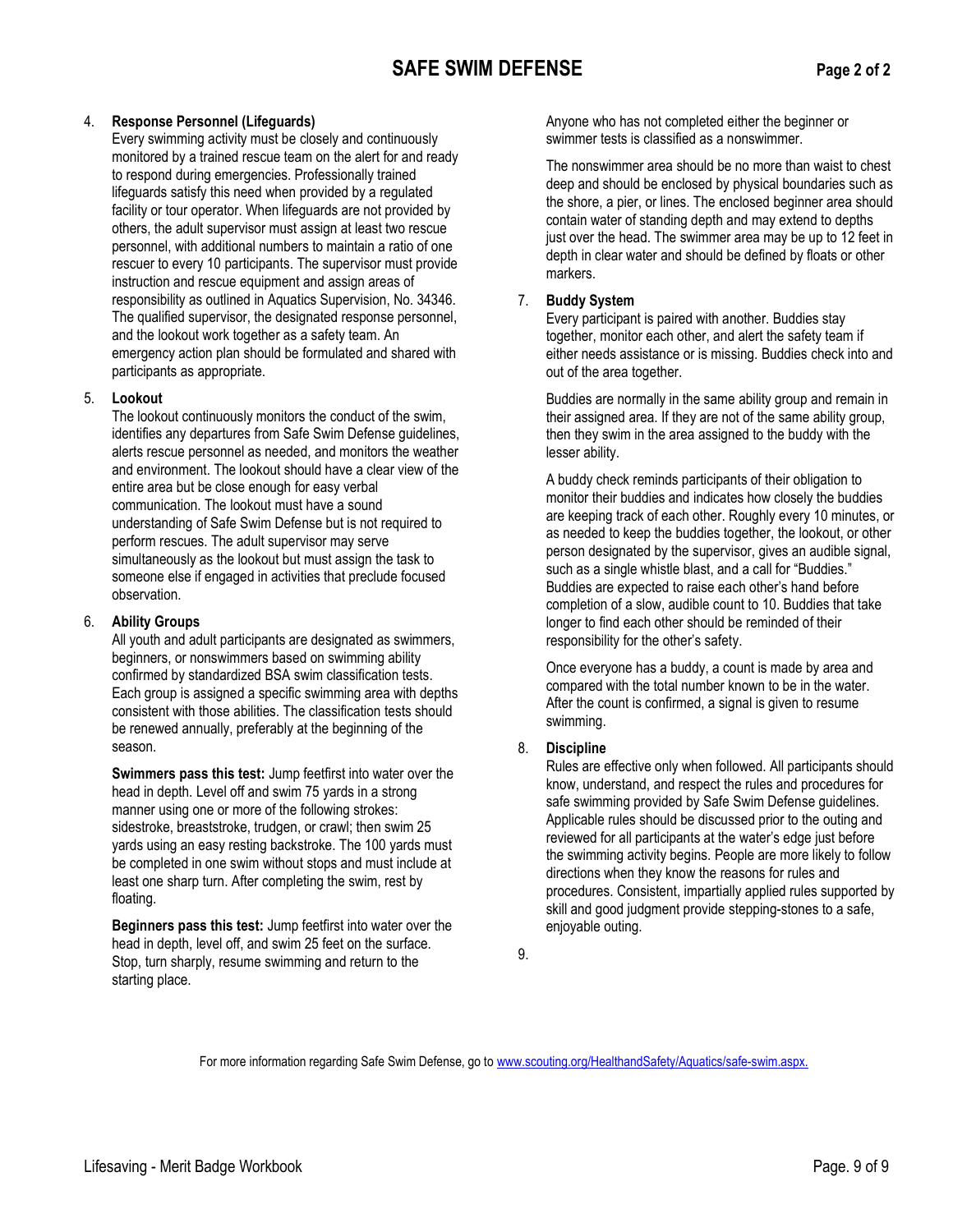# SAFE SWIM DEFENSE

4. **Response Personnel (Lifeguards)**
   Every swimming activity must be closely and continuously monitored by a trained rescue team on the alert for and ready to respond during emergencies. Professionally trained lifeguards satisfy this need when provided by a regulated facility or tour operator. When lifeguards are not provided by others, the adult supervisor must assign at least two rescue personnel, with additional numbers to maintain a ratio of one rescuer to every 10 participants. The supervisor must provide instruction and rescue equipment and assign areas of responsibility as outlined in Aquatics Supervision, No. 34346. The qualified supervisor, the designated response personnel, and the lookout work together as a safety team. An emergency action plan should be formulated and shared with participants as appropriate.

5. **Lookout**
   The lookout continuously monitors the conduct of the swim, identifies any departures from Safe Swim Defense guidelines, alerts rescue personnel as needed, and monitors the weather and environment. The lookout should have a clear view of the entire area but be close enough for easy verbal communication. The lookout must have a sound understanding of Safe Swim Defense but is not required to perform rescues. The adult supervisor may serve simultaneously as the lookout but must assign the task to someone else if engaged in activities that preclude focused observation.

6. **Ability Groups**
   All youth and adult participants are designated as swimmers, beginners, or nonswimmers based on swimming ability confirmed by standardized BSA swim classification tests. Each group is assigned a specific swimming area with depths consistent with those abilities. The classification tests should be renewed annually, preferably at the beginning of the season.

   **Swimmers pass this test:** Jump feetfirst into water over the head in depth. Level off and swim 75 yards in a strong manner using one or more of the following strokes: sidestroke, breaststroke, trudgen, or crawl; then swim 25 yards using an easy resting backstroke. The 100 yards must be completed in one swim without stops and must include at least one sharp turn. After completing the swim, rest by floating.

   **Beginners pass this test:** Jump feetfirst into water over the head in depth, level off, and swim 25 feet on the surface. Stop, turn sharply, resume swimming and return to the starting place.

   Anyone who has not completed either the beginner or swimmer tests is classified as a nonswimmer.

   The nonswimmer area should be no more than waist to chest deep and should be enclosed by physical boundaries such as the shore, a pier, or lines. The enclosed beginner area should contain water of standing depth and may extend to depths just over the head. The swimmer area may be up to 12 feet in depth in clear water and should be defined by floats or other markers.

7. **Buddy System**
   Every participant is paired with another. Buddies stay together, monitor each other, and alert the safety team if either needs assistance or is missing. Buddies check into and out of the area together.

   Buddies are normally in the same ability group and remain in their assigned area. If they are not of the same ability group, then they swim in the area assigned to the buddy with the lesser ability.

   A buddy check reminds participants of their obligation to monitor their buddies and indicates how closely the buddies are keeping track of each other. Roughly every 10 minutes, or as needed to keep the buddies together, the lookout, or other person designated by the supervisor, gives an audible signal, such as a single whistle blast, and a call for "Buddies." Buddies are expected to raise each other's hand before completion of a slow, audible count to 10. Buddies that take longer to find each other should be reminded of their responsibility for the other's safety.

   Once everyone has a buddy, a count is made by area and compared with the total number known to be in the water. After the count is confirmed, a signal is given to resume swimming.

8. **Discipline**
   Rules are effective only when followed. All participants should know, understand, and respect the rules and procedures for safe swimming provided by Safe Swim Defense guidelines. Applicable rules should be discussed prior to the outing and reviewed for all participants at the water's edge just before the swimming activity begins. People are more likely to follow directions when they know the reasons for rules and procedures. Consistent, impartially applied rules supported by skill and good judgment provide stepping-stones to a safe, enjoyable outing.

9.

For more information regarding Safe Swim Defense, go to www.scouting.org/HealthandSafety/Aquatics/safe-swim.aspx.